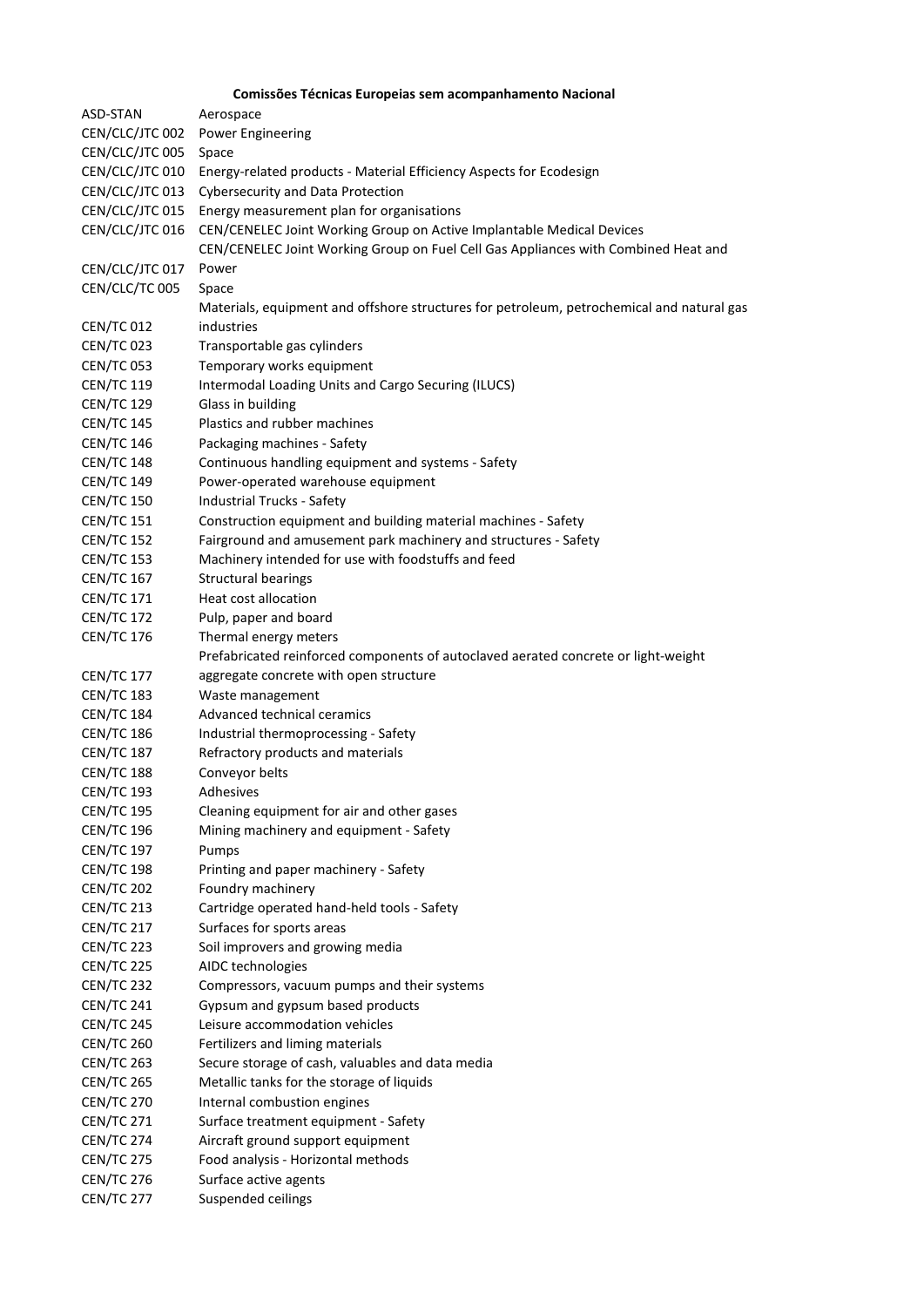**Comissões Técnicas Europeias sem acompanhamento Nacional**

| | |
|---|---|
| ASD-STAN | Aerospace |
| CEN/CLC/JTC 002 | Power Engineering |
| CEN/CLC/JTC 005 | Space |
| CEN/CLC/JTC 010 | Energy-related products - Material Efficiency Aspects for Ecodesign |
| CEN/CLC/JTC 013 | Cybersecurity and Data Protection |
| CEN/CLC/JTC 015 | Energy measurement plan for organisations |
| CEN/CLC/JTC 016 | CEN/CENELEC Joint Working Group on Active Implantable Medical Devices |
| CEN/CLC/JTC 017 | CEN/CENELEC Joint Working Group on Fuel Cell Gas Appliances with Combined Heat and Power |
| CEN/CLC/TC 005 | Space |
| CEN/TC 012 | Materials, equipment and offshore structures for petroleum, petrochemical and natural gas industries |
| CEN/TC 023 | Transportable gas cylinders |
| CEN/TC 053 | Temporary works equipment |
| CEN/TC 119 | Intermodal Loading Units and Cargo Securing (ILUCS) |
| CEN/TC 129 | Glass in building |
| CEN/TC 145 | Plastics and rubber machines |
| CEN/TC 146 | Packaging machines - Safety |
| CEN/TC 148 | Continuous handling equipment and systems - Safety |
| CEN/TC 149 | Power-operated warehouse equipment |
| CEN/TC 150 | Industrial Trucks - Safety |
| CEN/TC 151 | Construction equipment and building material machines - Safety |
| CEN/TC 152 | Fairground and amusement park machinery and structures - Safety |
| CEN/TC 153 | Machinery intended for use with foodstuffs and feed |
| CEN/TC 167 | Structural bearings |
| CEN/TC 171 | Heat cost allocation |
| CEN/TC 172 | Pulp, paper and board |
| CEN/TC 176 | Thermal energy meters |
| CEN/TC 177 | Prefabricated reinforced components of autoclaved aerated concrete or light-weight aggregate concrete with open structure |
| CEN/TC 183 | Waste management |
| CEN/TC 184 | Advanced technical ceramics |
| CEN/TC 186 | Industrial thermoprocessing - Safety |
| CEN/TC 187 | Refractory products and materials |
| CEN/TC 188 | Conveyor belts |
| CEN/TC 193 | Adhesives |
| CEN/TC 195 | Cleaning equipment for air and other gases |
| CEN/TC 196 | Mining machinery and equipment - Safety |
| CEN/TC 197 | Pumps |
| CEN/TC 198 | Printing and paper machinery - Safety |
| CEN/TC 202 | Foundry machinery |
| CEN/TC 213 | Cartridge operated hand-held tools - Safety |
| CEN/TC 217 | Surfaces for sports areas |
| CEN/TC 223 | Soil improvers and growing media |
| CEN/TC 225 | AIDC technologies |
| CEN/TC 232 | Compressors, vacuum pumps and their systems |
| CEN/TC 241 | Gypsum and gypsum based products |
| CEN/TC 245 | Leisure accommodation vehicles |
| CEN/TC 260 | Fertilizers and liming materials |
| CEN/TC 263 | Secure storage of cash, valuables and data media |
| CEN/TC 265 | Metallic tanks for the storage of liquids |
| CEN/TC 270 | Internal combustion engines |
| CEN/TC 271 | Surface treatment equipment - Safety |
| CEN/TC 274 | Aircraft ground support equipment |
| CEN/TC 275 | Food analysis - Horizontal methods |
| CEN/TC 276 | Surface active agents |
| CEN/TC 277 | Suspended ceilings |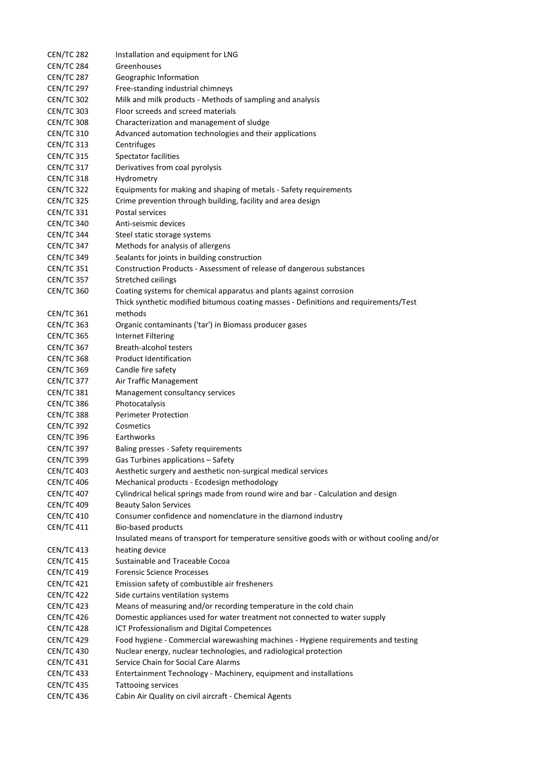| | |
|---|---|
| CEN/TC 282 | Installation and equipment for LNG |
| CEN/TC 284 | Greenhouses |
| CEN/TC 287 | Geographic Information |
| CEN/TC 297 | Free-standing industrial chimneys |
| CEN/TC 302 | Milk and milk products - Methods of sampling and analysis |
| CEN/TC 303 | Floor screeds and screed materials |
| CEN/TC 308 | Characterization and management of sludge |
| CEN/TC 310 | Advanced automation technologies and their applications |
| CEN/TC 313 | Centrifuges |
| CEN/TC 315 | Spectator facilities |
| CEN/TC 317 | Derivatives from coal pyrolysis |
| CEN/TC 318 | Hydrometry |
| CEN/TC 322 | Equipments for making and shaping of metals - Safety requirements |
| CEN/TC 325 | Crime prevention through building, facility and area design |
| CEN/TC 331 | Postal services |
| CEN/TC 340 | Anti-seismic devices |
| CEN/TC 344 | Steel static storage systems |
| CEN/TC 347 | Methods for analysis of allergens |
| CEN/TC 349 | Sealants for joints in building construction |
| CEN/TC 351 | Construction Products - Assessment of release of dangerous substances |
| CEN/TC 357 | Stretched ceilings |
| CEN/TC 360 | Coating systems for chemical apparatus and plants against corrosion |
| CEN/TC 361 | Thick synthetic modified bitumous coating masses - Definitions and requirements/Test methods |
| CEN/TC 363 | Organic contaminants ('tar') in Biomass producer gases |
| CEN/TC 365 | Internet Filtering |
| CEN/TC 367 | Breath-alcohol testers |
| CEN/TC 368 | Product Identification |
| CEN/TC 369 | Candle fire safety |
| CEN/TC 377 | Air Traffic Management |
| CEN/TC 381 | Management consultancy services |
| CEN/TC 386 | Photocatalysis |
| CEN/TC 388 | Perimeter Protection |
| CEN/TC 392 | Cosmetics |
| CEN/TC 396 | Earthworks |
| CEN/TC 397 | Baling presses - Safety requirements |
| CEN/TC 399 | Gas Turbines applications – Safety |
| CEN/TC 403 | Aesthetic surgery and aesthetic non-surgical medical services |
| CEN/TC 406 | Mechanical products - Ecodesign methodology |
| CEN/TC 407 | Cylindrical helical springs made from round wire and bar - Calculation and design |
| CEN/TC 409 | Beauty Salon Services |
| CEN/TC 410 | Consumer confidence and nomenclature in the diamond industry |
| CEN/TC 411 | Bio-based products |
| CEN/TC 413 | Insulated means of transport for temperature sensitive goods with or without cooling and/or heating device |
| CEN/TC 415 | Sustainable and Traceable Cocoa |
| CEN/TC 419 | Forensic Science Processes |
| CEN/TC 421 | Emission safety of combustible air fresheners |
| CEN/TC 422 | Side curtains ventilation systems |
| CEN/TC 423 | Means of measuring and/or recording temperature in the cold chain |
| CEN/TC 426 | Domestic appliances used for water treatment not connected to water supply |
| CEN/TC 428 | ICT Professionalism and Digital Competences |
| CEN/TC 429 | Food hygiene - Commercial warewashing machines - Hygiene requirements and testing |
| CEN/TC 430 | Nuclear energy, nuclear technologies, and radiological protection |
| CEN/TC 431 | Service Chain for Social Care Alarms |
| CEN/TC 433 | Entertainment Technology - Machinery, equipment and installations |
| CEN/TC 435 | Tattooing services |
| CEN/TC 436 | Cabin Air Quality on civil aircraft - Chemical Agents |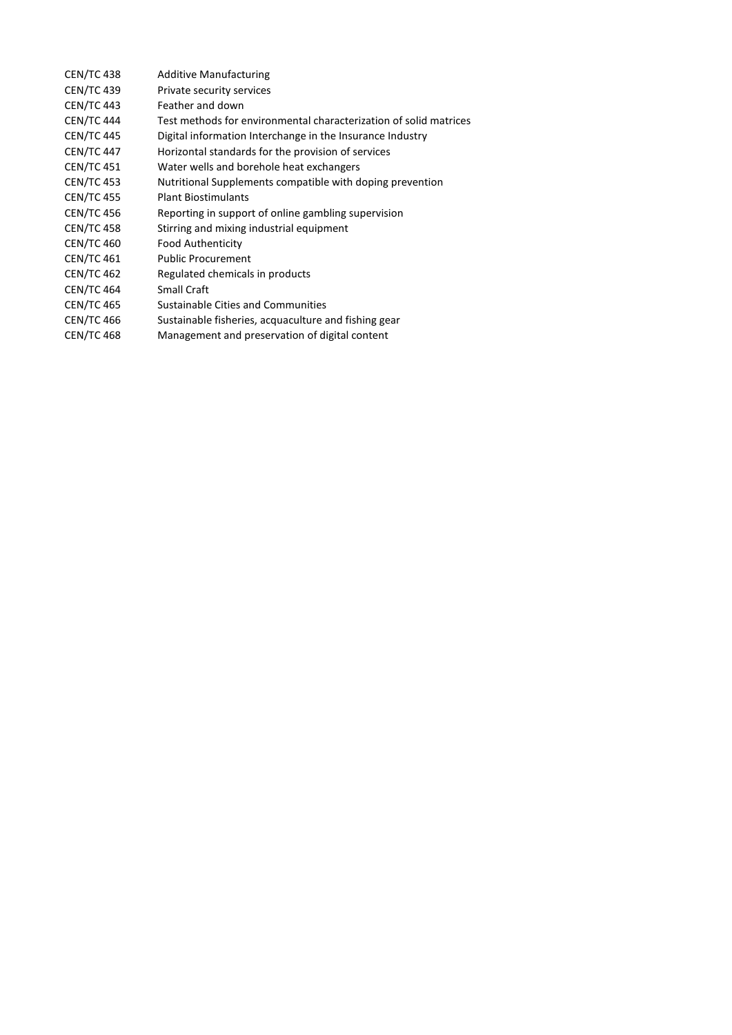| | |
|---|---|
| CEN/TC 438 | Additive Manufacturing |
| CEN/TC 439 | Private security services |
| CEN/TC 443 | Feather and down |
| CEN/TC 444 | Test methods for environmental characterization of solid matrices |
| CEN/TC 445 | Digital information Interchange in the Insurance Industry |
| CEN/TC 447 | Horizontal standards for the provision of services |
| CEN/TC 451 | Water wells and borehole heat exchangers |
| CEN/TC 453 | Nutritional Supplements compatible with doping prevention |
| CEN/TC 455 | Plant Biostimulants |
| CEN/TC 456 | Reporting in support of online gambling supervision |
| CEN/TC 458 | Stirring and mixing industrial equipment |
| CEN/TC 460 | Food Authenticity |
| CEN/TC 461 | Public Procurement |
| CEN/TC 462 | Regulated chemicals in products |
| CEN/TC 464 | Small Craft |
| CEN/TC 465 | Sustainable Cities and Communities |
| CEN/TC 466 | Sustainable fisheries, acquaculture and fishing gear |
| CEN/TC 468 | Management and preservation of digital content |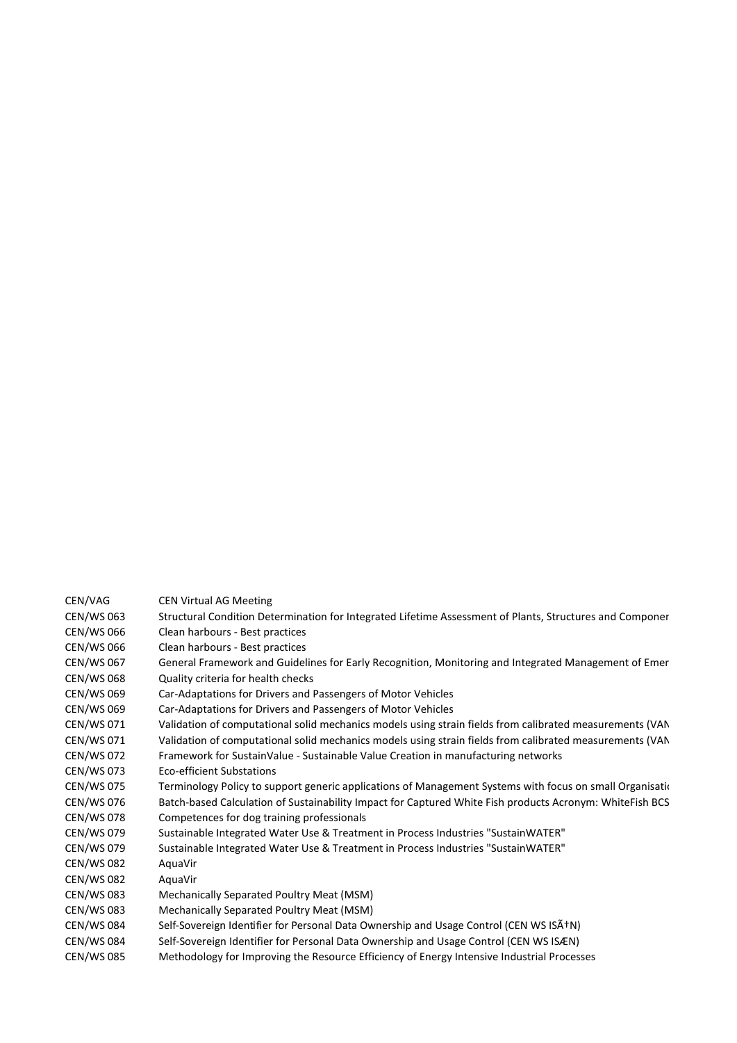| | |
|---|---|
| CEN/VAG | CEN Virtual AG Meeting |
| CEN/WS 063 | Structural Condition Determination for Integrated Lifetime Assessment of Plants, Structures and Componer |
| CEN/WS 066 | Clean harbours - Best practices |
| CEN/WS 066 | Clean harbours - Best practices |
| CEN/WS 067 | General Framework and Guidelines for Early Recognition, Monitoring and Integrated Management of Emer |
| CEN/WS 068 | Quality criteria for health checks |
| CEN/WS 069 | Car-Adaptations for Drivers and Passengers of Motor Vehicles |
| CEN/WS 069 | Car-Adaptations for Drivers and Passengers of Motor Vehicles |
| CEN/WS 071 | Validation of computational solid mechanics models using strain fields from calibrated measurements (VAN |
| CEN/WS 071 | Validation of computational solid mechanics models using strain fields from calibrated measurements (VAN |
| CEN/WS 072 | Framework for SustainValue - Sustainable Value Creation in manufacturing networks |
| CEN/WS 073 | Eco-efficient Substations |
| CEN/WS 075 | Terminology Policy to support generic applications of Management Systems with focus on small Organisatio |
| CEN/WS 076 | Batch-based Calculation of Sustainability Impact for Captured White Fish products Acronym: WhiteFish BCS |
| CEN/WS 078 | Competences for dog training professionals |
| CEN/WS 079 | Sustainable Integrated Water Use & Treatment in Process Industries "SustainWATER" |
| CEN/WS 079 | Sustainable Integrated Water Use & Treatment in Process Industries "SustainWATER" |
| CEN/WS 082 | AquaVir |
| CEN/WS 082 | AquaVir |
| CEN/WS 083 | Mechanically Separated Poultry Meat (MSM) |
| CEN/WS 083 | Mechanically Separated Poultry Meat (MSM) |
| CEN/WS 084 | Self-Sovereign Identifier for Personal Data Ownership and Usage Control (CEN WS ISÃ†N) |
| CEN/WS 084 | Self-Sovereign Identifier for Personal Data Ownership and Usage Control (CEN WS ISÆN) |
| CEN/WS 085 | Methodology for Improving the Resource Efficiency of Energy Intensive Industrial Processes |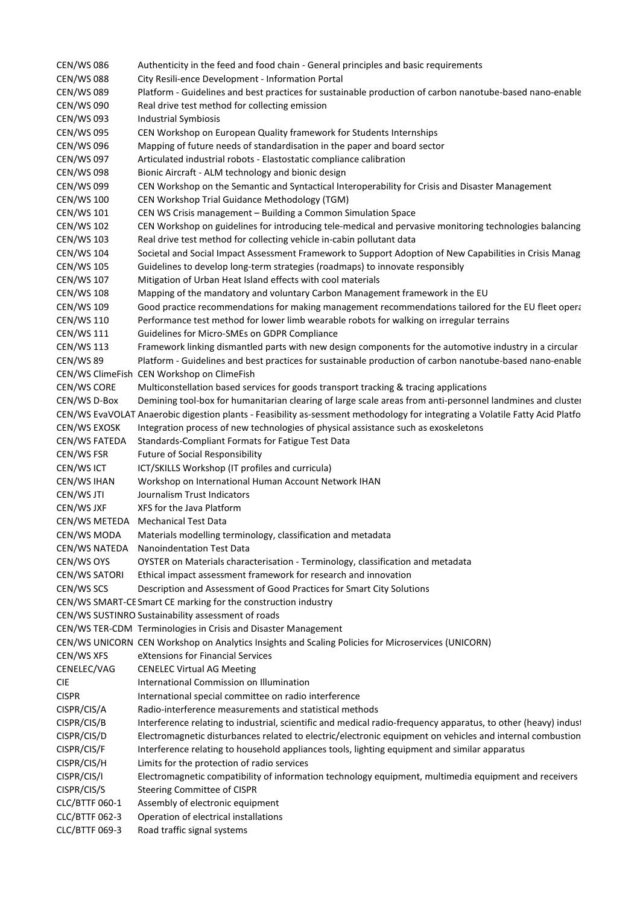| | |
|---|---|
| CEN/WS 086 | Authenticity in the feed and food chain - General principles and basic requirements |
| CEN/WS 088 | City Resili-ence Development - Information Portal |
| CEN/WS 089 | Platform - Guidelines and best practices for sustainable production of carbon nanotube-based nano-enable |
| CEN/WS 090 | Real drive test method for collecting emission |
| CEN/WS 093 | Industrial Symbiosis |
| CEN/WS 095 | CEN Workshop on European Quality framework for Students Internships |
| CEN/WS 096 | Mapping of future needs of standardisation in the paper and board sector |
| CEN/WS 097 | Articulated industrial robots - Elastostatic compliance calibration |
| CEN/WS 098 | Bionic Aircraft - ALM technology and bionic design |
| CEN/WS 099 | CEN Workshop on the Semantic and Syntactical Interoperability for Crisis and Disaster Management |
| CEN/WS 100 | CEN Workshop Trial Guidance Methodology (TGM) |
| CEN/WS 101 | CEN WS Crisis management – Building a Common Simulation Space |
| CEN/WS 102 | CEN Workshop on guidelines for introducing tele-medical and pervasive monitoring technologies balancing |
| CEN/WS 103 | Real drive test method for collecting vehicle in-cabin pollutant data |
| CEN/WS 104 | Societal and Social Impact Assessment Framework to Support Adoption of New Capabilities in Crisis Manag |
| CEN/WS 105 | Guidelines to develop long-term strategies (roadmaps) to innovate responsibly |
| CEN/WS 107 | Mitigation of Urban Heat Island effects with cool materials |
| CEN/WS 108 | Mapping of the mandatory and voluntary Carbon Management framework in the EU |
| CEN/WS 109 | Good practice recommendations for making management recommendations tailored for the EU fleet opera |
| CEN/WS 110 | Performance test method for lower limb wearable robots for walking on irregular terrains |
| CEN/WS 111 | Guidelines for Micro-SMEs on GDPR Compliance |
| CEN/WS 113 | Framework linking dismantled parts with new design components for the automotive industry in a circular |
| CEN/WS 89 | Platform - Guidelines and best practices for sustainable production of carbon nanotube-based nano-enable |
| CEN/WS ClimeFish | CEN Workshop on ClimeFish |
| CEN/WS CORE | Multiconstellation based services for goods transport tracking & tracing applications |
| CEN/WS D-Box | Demining tool-box for humanitarian clearing of large scale areas from anti-personnel landmines and cluster |
| CEN/WS EvaVOLAT | Anaerobic digestion plants - Feasibility as-sessment methodology for integrating a Volatile Fatty Acid Platfo |
| CEN/WS EXOSK | Integration process of new technologies of physical assistance such as exoskeletons |
| CEN/WS FATEDA | Standards-Compliant Formats for Fatigue Test Data |
| CEN/WS FSR | Future of Social Responsibility |
| CEN/WS ICT | ICT/SKILLS Workshop (IT profiles and curricula) |
| CEN/WS IHAN | Workshop on International Human Account Network IHAN |
| CEN/WS JTI | Journalism Trust Indicators |
| CEN/WS JXF | XFS for the Java Platform |
| CEN/WS METEDA | Mechanical Test Data |
| CEN/WS MODA | Materials modelling terminology, classification and metadata |
| CEN/WS NATEDA | Nanoindentation Test Data |
| CEN/WS OYS | OYSTER on Materials characterisation - Terminology, classification and metadata |
| CEN/WS SATORI | Ethical impact assessment framework for research and innovation |
| CEN/WS SCS | Description and Assessment of Good Practices for Smart City Solutions |
| CEN/WS SMART-CE | Smart CE marking for the construction industry |
| CEN/WS SUSTINRO | Sustainability assessment of roads |
| CEN/WS TER-CDM | Terminologies in Crisis and Disaster Management |
| CEN/WS UNICORN | CEN Workshop on Analytics Insights and Scaling Policies for Microservices (UNICORN) |
| CEN/WS XFS | eXtensions for Financial Services |
| CENELEC/VAG | CENELEC Virtual AG Meeting |
| CIE | International Commission on Illumination |
| CISPR | International special committee on radio interference |
| CISPR/CIS/A | Radio-interference measurements and statistical methods |
| CISPR/CIS/B | Interference relating to industrial, scientific and medical radio-frequency apparatus, to other (heavy) indust |
| CISPR/CIS/D | Electromagnetic disturbances related to electric/electronic equipment on vehicles and internal combustion |
| CISPR/CIS/F | Interference relating to household appliances tools, lighting equipment and similar apparatus |
| CISPR/CIS/H | Limits for the protection of radio services |
| CISPR/CIS/I | Electromagnetic compatibility of information technology equipment, multimedia equipment and receivers |
| CISPR/CIS/S | Steering Committee of CISPR |
| CLC/BTTF 060-1 | Assembly of electronic equipment |
| CLC/BTTF 062-3 | Operation of electrical installations |
| CLC/BTTF 069-3 | Road traffic signal systems |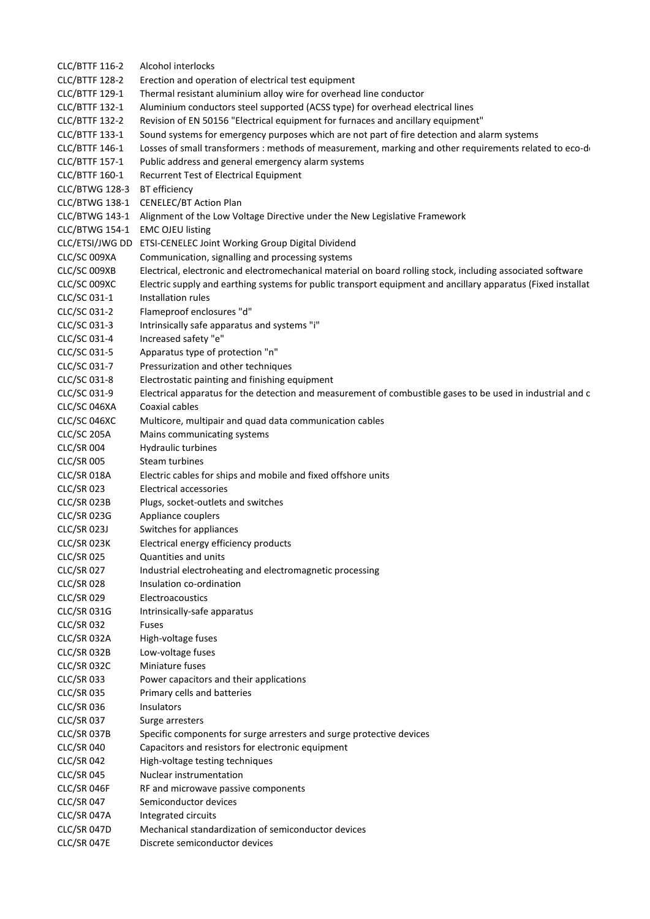| | |
|---|---|
| CLC/BTTF 116-2 | Alcohol interlocks |
| CLC/BTTF 128-2 | Erection and operation of electrical test equipment |
| CLC/BTTF 129-1 | Thermal resistant aluminium alloy wire for overhead line conductor |
| CLC/BTTF 132-1 | Aluminium conductors steel supported (ACSS type) for overhead electrical lines |
| CLC/BTTF 132-2 | Revision of EN 50156 "Electrical equipment for furnaces and ancillary equipment" |
| CLC/BTTF 133-1 | Sound systems for emergency purposes which are not part of fire detection and alarm systems |
| CLC/BTTF 146-1 | Losses of small transformers : methods of measurement, marking and other requirements related to eco-d |
| CLC/BTTF 157-1 | Public address and general emergency alarm systems |
| CLC/BTTF 160-1 | Recurrent Test of Electrical Equipment |
| CLC/BTWG 128-3 | BT efficiency |
| CLC/BTWG 138-1 | CENELEC/BT Action Plan |
| CLC/BTWG 143-1 | Alignment of the Low Voltage Directive under the New Legislative Framework |
| CLC/BTWG 154-1 | EMC OJEU listing |
| CLC/ETSI/JWG DD | ETSI-CENELEC Joint Working Group Digital Dividend |
| CLC/SC 009XA | Communication, signalling and processing systems |
| CLC/SC 009XB | Electrical, electronic and electromechanical material on board rolling stock, including associated software |
| CLC/SC 009XC | Electric supply and earthing systems for public transport equipment and ancillary apparatus (Fixed installat |
| CLC/SC 031-1 | Installation rules |
| CLC/SC 031-2 | Flameproof enclosures "d" |
| CLC/SC 031-3 | Intrinsically safe apparatus and systems "i" |
| CLC/SC 031-4 | Increased safety "e" |
| CLC/SC 031-5 | Apparatus type of protection "n" |
| CLC/SC 031-7 | Pressurization and other techniques |
| CLC/SC 031-8 | Electrostatic painting and finishing equipment |
| CLC/SC 031-9 | Electrical apparatus for the detection and measurement of combustible gases to be used in industrial and c |
| CLC/SC 046XA | Coaxial cables |
| CLC/SC 046XC | Multicore, multipair and quad data communication cables |
| CLC/SC 205A | Mains communicating systems |
| CLC/SR 004 | Hydraulic turbines |
| CLC/SR 005 | Steam turbines |
| CLC/SR 018A | Electric cables for ships and mobile and fixed offshore units |
| CLC/SR 023 | Electrical accessories |
| CLC/SR 023B | Plugs, socket-outlets and switches |
| CLC/SR 023G | Appliance couplers |
| CLC/SR 023J | Switches for appliances |
| CLC/SR 023K | Electrical energy efficiency products |
| CLC/SR 025 | Quantities and units |
| CLC/SR 027 | Industrial electroheating and electromagnetic processing |
| CLC/SR 028 | Insulation co-ordination |
| CLC/SR 029 | Electroacoustics |
| CLC/SR 031G | Intrinsically-safe apparatus |
| CLC/SR 032 | Fuses |
| CLC/SR 032A | High-voltage fuses |
| CLC/SR 032B | Low-voltage fuses |
| CLC/SR 032C | Miniature fuses |
| CLC/SR 033 | Power capacitors and their applications |
| CLC/SR 035 | Primary cells and batteries |
| CLC/SR 036 | Insulators |
| CLC/SR 037 | Surge arresters |
| CLC/SR 037B | Specific components for surge arresters and surge protective devices |
| CLC/SR 040 | Capacitors and resistors for electronic equipment |
| CLC/SR 042 | High-voltage testing techniques |
| CLC/SR 045 | Nuclear instrumentation |
| CLC/SR 046F | RF and microwave passive components |
| CLC/SR 047 | Semiconductor devices |
| CLC/SR 047A | Integrated circuits |
| CLC/SR 047D | Mechanical standardization of semiconductor devices |
| CLC/SR 047E | Discrete semiconductor devices |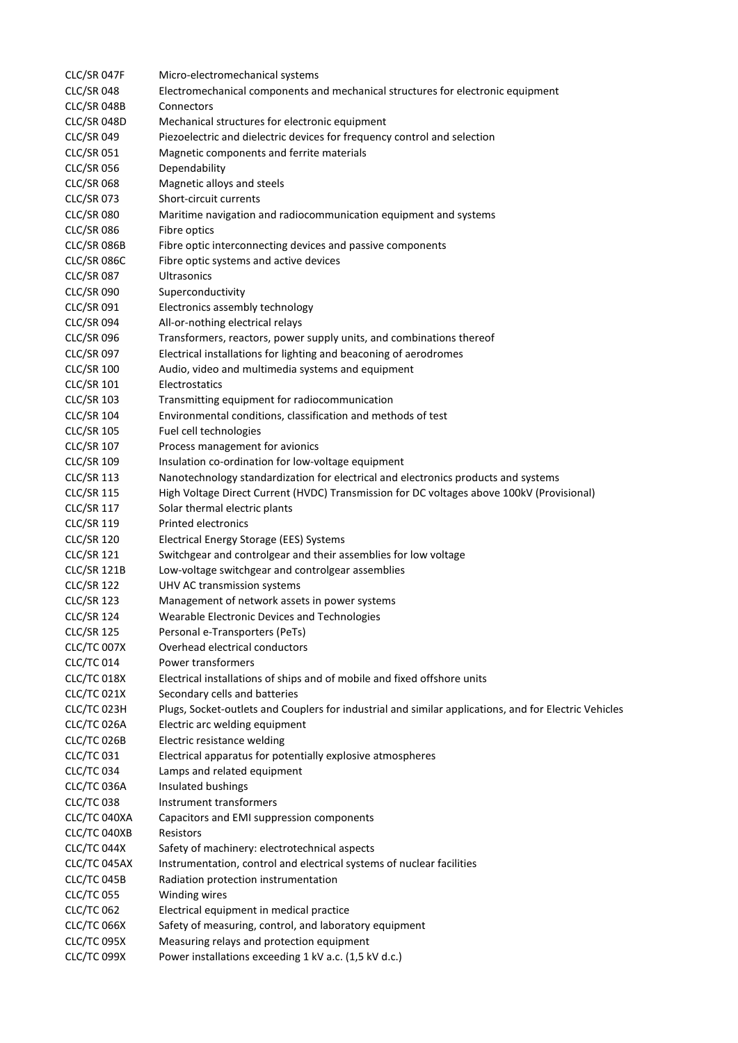| | |
|---|---|
| CLC/SR 047F | Micro-electromechanical systems |
| CLC/SR 048 | Electromechanical components and mechanical structures for electronic equipment |
| CLC/SR 048B | Connectors |
| CLC/SR 048D | Mechanical structures for electronic equipment |
| CLC/SR 049 | Piezoelectric and dielectric devices for frequency control and selection |
| CLC/SR 051 | Magnetic components and ferrite materials |
| CLC/SR 056 | Dependability |
| CLC/SR 068 | Magnetic alloys and steels |
| CLC/SR 073 | Short-circuit currents |
| CLC/SR 080 | Maritime navigation and radiocommunication equipment and systems |
| CLC/SR 086 | Fibre optics |
| CLC/SR 086B | Fibre optic interconnecting devices and passive components |
| CLC/SR 086C | Fibre optic systems and active devices |
| CLC/SR 087 | Ultrasonics |
| CLC/SR 090 | Superconductivity |
| CLC/SR 091 | Electronics assembly technology |
| CLC/SR 094 | All-or-nothing electrical relays |
| CLC/SR 096 | Transformers, reactors, power supply units, and combinations thereof |
| CLC/SR 097 | Electrical installations for lighting and beaconing of aerodromes |
| CLC/SR 100 | Audio, video and multimedia systems and equipment |
| CLC/SR 101 | Electrostatics |
| CLC/SR 103 | Transmitting equipment for radiocommunication |
| CLC/SR 104 | Environmental conditions, classification and methods of test |
| CLC/SR 105 | Fuel cell technologies |
| CLC/SR 107 | Process management for avionics |
| CLC/SR 109 | Insulation co-ordination for low-voltage equipment |
| CLC/SR 113 | Nanotechnology standardization for electrical and electronics products and systems |
| CLC/SR 115 | High Voltage Direct Current (HVDC) Transmission for DC voltages above 100kV (Provisional) |
| CLC/SR 117 | Solar thermal electric plants |
| CLC/SR 119 | Printed electronics |
| CLC/SR 120 | Electrical Energy Storage (EES) Systems |
| CLC/SR 121 | Switchgear and controlgear and their assemblies for low voltage |
| CLC/SR 121B | Low-voltage switchgear and controlgear assemblies |
| CLC/SR 122 | UHV AC transmission systems |
| CLC/SR 123 | Management of network assets in power systems |
| CLC/SR 124 | Wearable Electronic Devices and Technologies |
| CLC/SR 125 | Personal e-Transporters (PeTs) |
| CLC/TC 007X | Overhead electrical conductors |
| CLC/TC 014 | Power transformers |
| CLC/TC 018X | Electrical installations of ships and of mobile and fixed offshore units |
| CLC/TC 021X | Secondary cells and batteries |
| CLC/TC 023H | Plugs, Socket-outlets and Couplers for industrial and similar applications, and for Electric Vehicles |
| CLC/TC 026A | Electric arc welding equipment |
| CLC/TC 026B | Electric resistance welding |
| CLC/TC 031 | Electrical apparatus for potentially explosive atmospheres |
| CLC/TC 034 | Lamps and related equipment |
| CLC/TC 036A | Insulated bushings |
| CLC/TC 038 | Instrument transformers |
| CLC/TC 040XA | Capacitors and EMI suppression components |
| CLC/TC 040XB | Resistors |
| CLC/TC 044X | Safety of machinery: electrotechnical aspects |
| CLC/TC 045AX | Instrumentation, control and electrical systems of nuclear facilities |
| CLC/TC 045B | Radiation protection instrumentation |
| CLC/TC 055 | Winding wires |
| CLC/TC 062 | Electrical equipment in medical practice |
| CLC/TC 066X | Safety of measuring, control, and laboratory equipment |
| CLC/TC 095X | Measuring relays and protection equipment |
| CLC/TC 099X | Power installations exceeding 1 kV a.c. (1,5 kV d.c.) |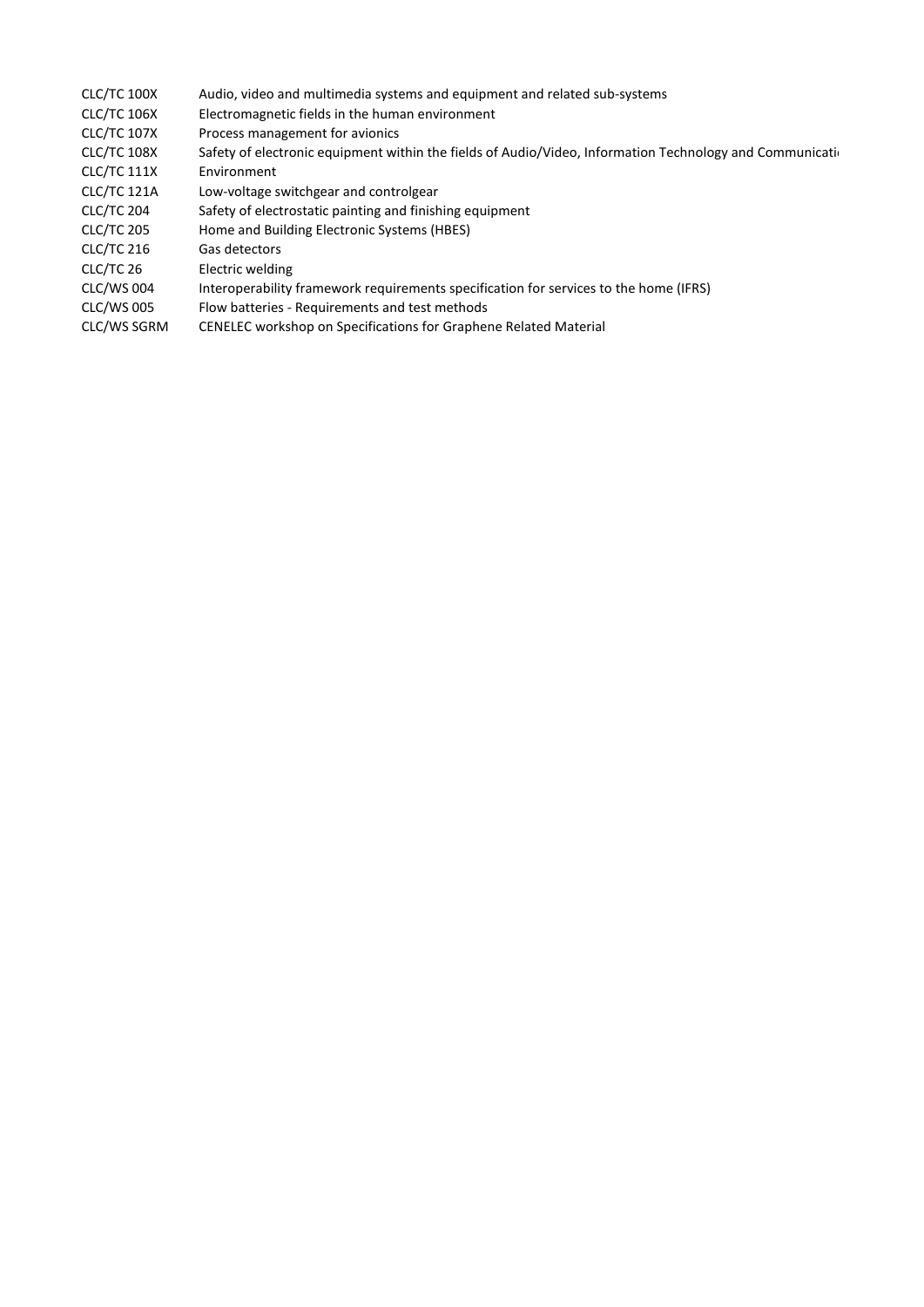| | |
|---|---|
| CLC/TC 100X | Audio, video and multimedia systems and equipment and related sub-systems |
| CLC/TC 106X | Electromagnetic fields in the human environment |
| CLC/TC 107X | Process management for avionics |
| CLC/TC 108X | Safety of electronic equipment within the fields of Audio/Video, Information Technology and Communicati |
| CLC/TC 111X | Environment |
| CLC/TC 121A | Low-voltage switchgear and controlgear |
| CLC/TC 204 | Safety of electrostatic painting and finishing equipment |
| CLC/TC 205 | Home and Building Electronic Systems (HBES) |
| CLC/TC 216 | Gas detectors |
| CLC/TC 26 | Electric welding |
| CLC/WS 004 | Interoperability framework requirements specification for services to the home (IFRS) |
| CLC/WS 005 | Flow batteries - Requirements and test methods |
| CLC/WS SGRM | CENELEC workshop on Specifications for Graphene Related Material |